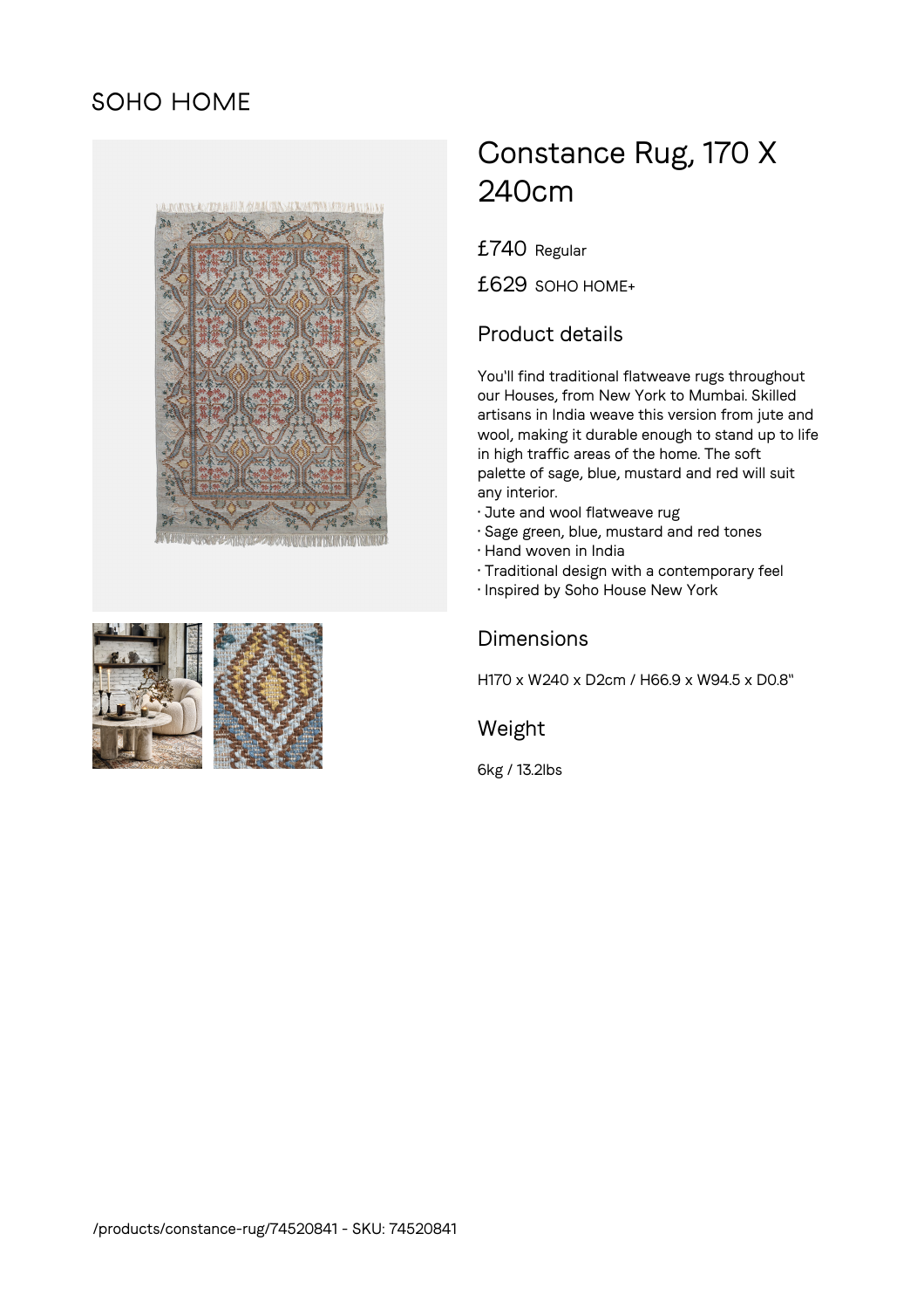SOHO HOME

# Constance Rug, 170 X 240cm

£740 Regular

£629 SOHO HOME+

## Product details

You'll find traditional flatweave rugs throughout our Houses, from New York to Mumbai. Skilled artisans in India weave this version from jute and wool, making it durable enough to stand up to life in high traffic areas of the home. The soft palette of sage, blue, mustard and red will suit any interior.

- Jute and wool flatweave rug
- Sage green, blue, mustard and red tones
- Hand woven in India
- Traditional design with a contemporary feel
- Inspired by Soho House New York

## Dimensions

H170 x W240 x D2cm / H66.9 x W94.5 x D0.8"

## Weight

6kg / 13.2lbs

/products/constance-rug/74520841 - SKU: 74520841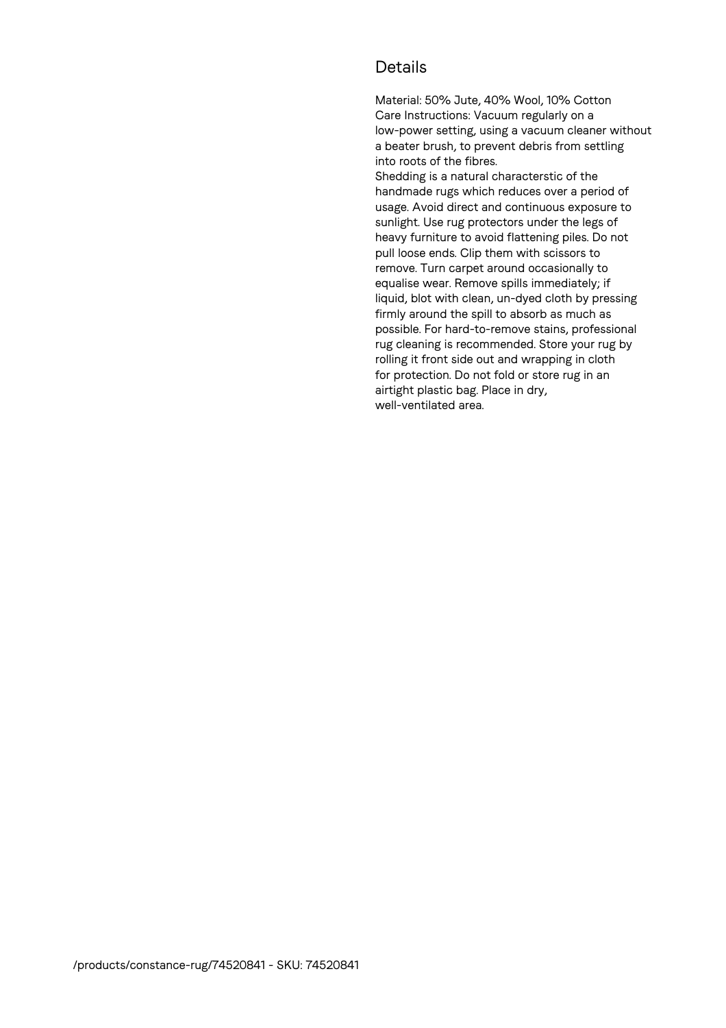## Details

Material: 50% Jute, 40% Wool, 10% Cotton
Care Instructions: Vacuum regularly on a low-power setting, using a vacuum cleaner without a beater brush, to prevent debris from settling into roots of the fibres.
Shedding is a natural characterstic of the handmade rugs which reduces over a period of usage. Avoid direct and continuous exposure to sunlight. Use rug protectors under the legs of heavy furniture to avoid flattening piles. Do not pull loose ends. Clip them with scissors to remove. Turn carpet around occasionally to equalise wear. Remove spills immediately; if liquid, blot with clean, un-dyed cloth by pressing firmly around the spill to absorb as much as possible. For hard-to-remove stains, professional rug cleaning is recommended. Store your rug by rolling it front side out and wrapping in cloth for protection. Do not fold or store rug in an airtight plastic bag. Place in dry, well-ventilated area.

/products/constance-rug/74520841 - SKU: 74520841